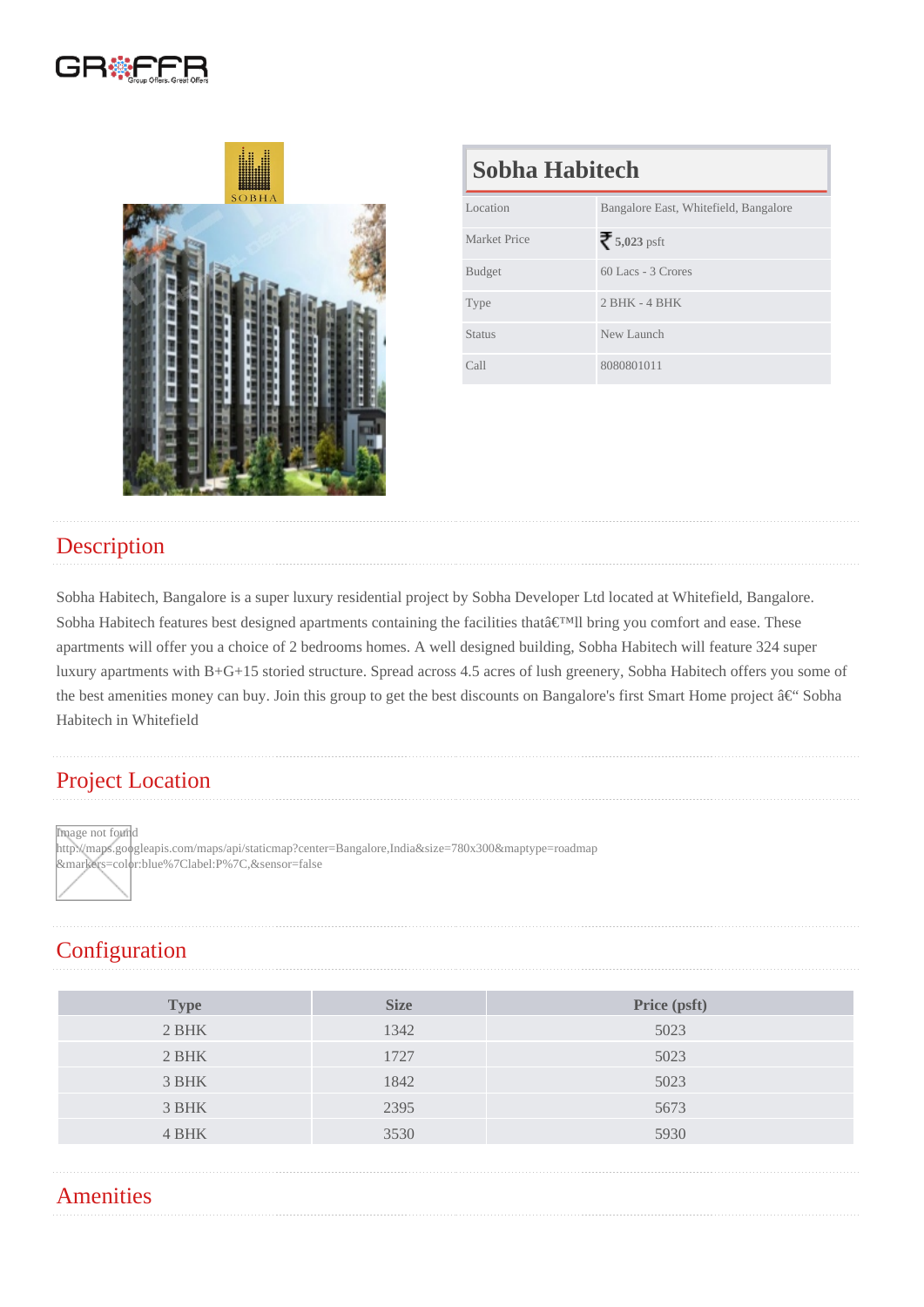# Sobha Habitech

| | |
|---|---|
| Location | Bangalore East, Whitefield, Bangalore |
| Market Price | ₹ **5,023** psft |
| Budget | 60 Lacs - 3 Crores |
| Type | 2 BHK - 4 BHK |
| Status | New Launch |
| Call | 8080801011 |

## Description

Sobha Habitech, Bangalore is a super luxury residential project by Sobha Developer Ltd located at Whitefield, Bangalore. Sobha Habitech features best designed apartments containing the facilities thatâ€™ll bring you comfort and ease. These apartments will offer you a choice of 2 bedrooms homes. A well designed building, Sobha Habitech will feature 324 super luxury apartments with B+G+15 storied structure. Spread across 4.5 acres of lush greenery, Sobha Habitech offers you some of the best amenities money can buy. Join this group to get the best discounts on Bangalore's first Smart Home project â€“ Sobha Habitech in Whitefield

## Project Location

Image not found http://maps.googleapis.com/maps/api/staticmap?center=Bangalore,India&size=780x300&maptype=roadmap&markers=color:blue%7Clabel:P%7C,&sensor=false

## Configuration

| Type | Size | Price (psft) |
|---|---|---|
| 2 BHK | 1342 | 5023 |
| 2 BHK | 1727 | 5023 |
| 3 BHK | 1842 | 5023 |
| 3 BHK | 2395 | 5673 |
| 4 BHK | 3530 | 5930 |

## Amenities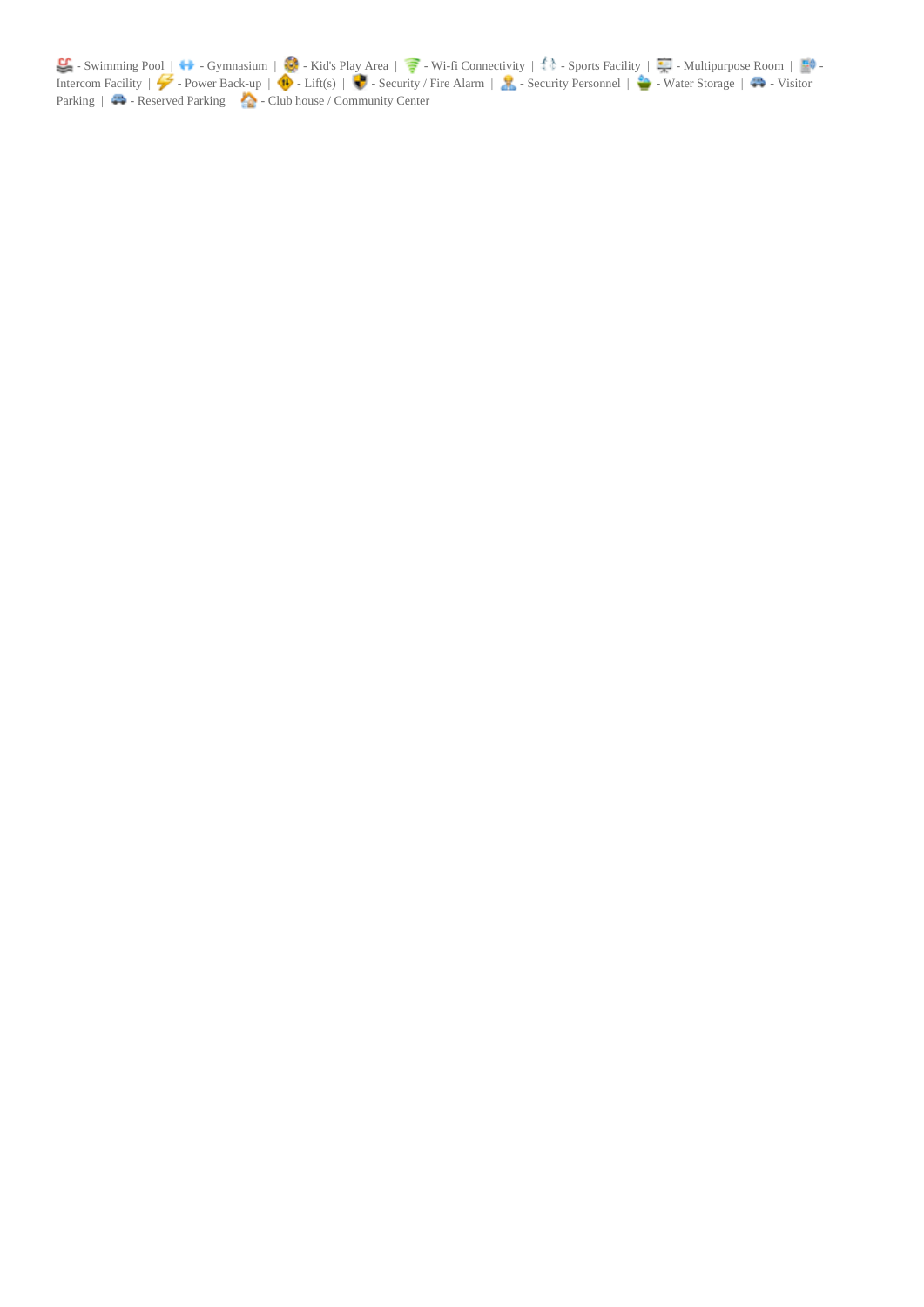- Swimming Pool | - Gymnasium | - Kid's Play Area | - Wi-fi Connectivity | - Sports Facility | - Multipurpose Room | - Intercom Facility | - Power Back-up | - Lift(s) | - Security / Fire Alarm | - Security Personnel | - Water Storage | - Visitor Parking | - Reserved Parking | - Club house / Community Center